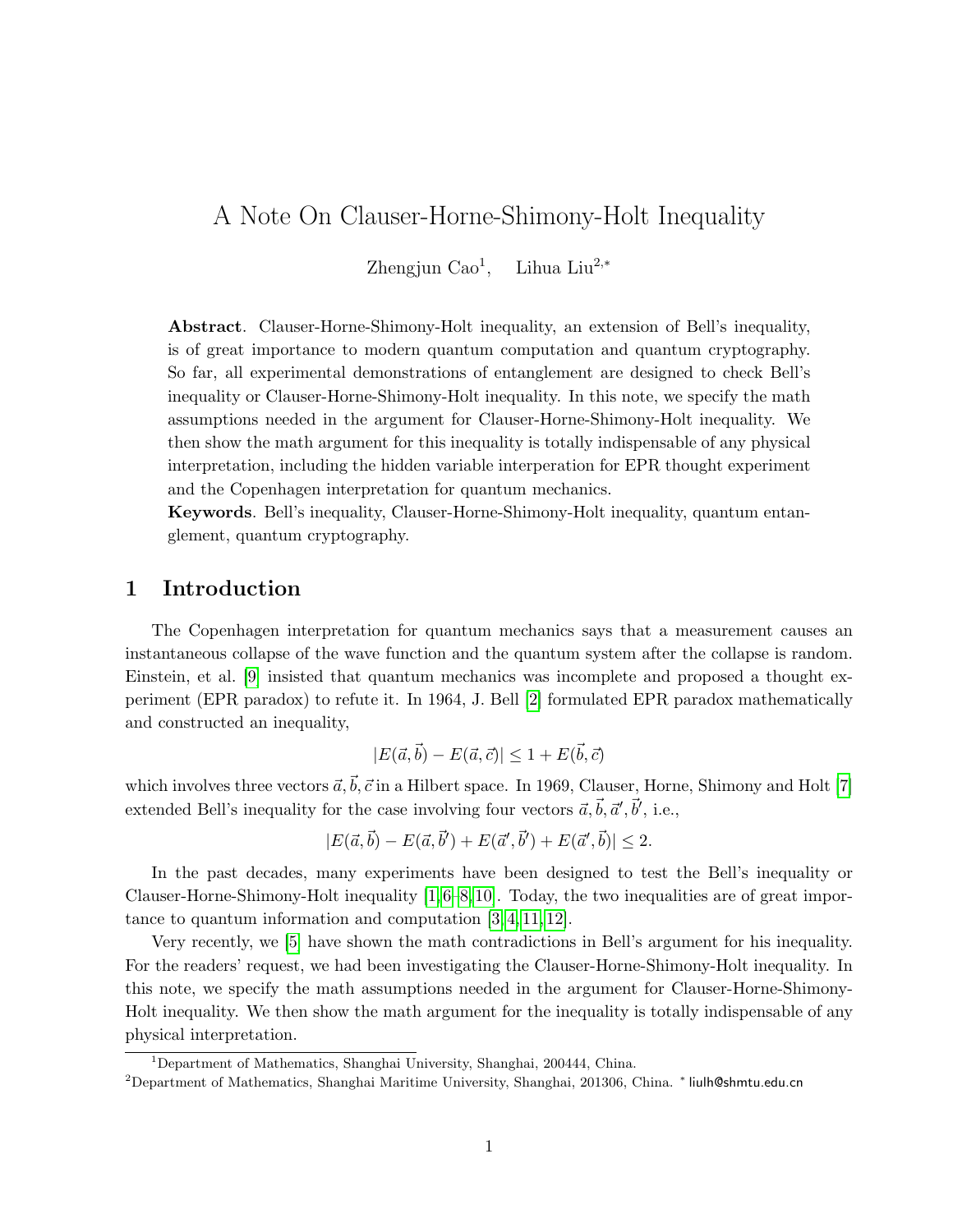# A Note On Clauser-Horne-Shimony-Holt Inequality

Zhengjun Cao[1], Lihua Liu[2,*]

**Abstract**. Clauser-Horne-Shimony-Holt inequality, an extension of Bell's inequality, is of great importance to modern quantum computation and quantum cryptography. So far, all experimental demonstrations of entanglement are designed to check Bell's inequality or Clauser-Horne-Shimony-Holt inequality. In this note, we specify the math assumptions needed in the argument for Clauser-Horne-Shimony-Holt inequality. We then show the math argument for this inequality is totally indispensable of any physical interpretation, including the hidden variable interperation for EPR thought experiment and the Copenhagen interpretation for quantum mechanics.

**Keywords**. Bell's inequality, Clauser-Horne-Shimony-Holt inequality, quantum entanglement, quantum cryptography.

## 1 Introduction

The Copenhagen interpretation for quantum mechanics says that a measurement causes an instantaneous collapse of the wave function and the quantum system after the collapse is random. Einstein, et al. [9] insisted that quantum mechanics was incomplete and proposed a thought experiment (EPR paradox) to refute it. In 1964, J. Bell [2] formulated EPR paradox mathematically and constructed an inequality,

$$|E(\vec{a},\vec{b}) - E(\vec{a},\vec{c})| \leq 1 + E(\vec{b},\vec{c})$$

which involves three vectors $\vec{a},\vec{b},\vec{c}$ in a Hilbert space. In 1969, Clauser, Horne, Shimony and Holt [7] extended Bell's inequality for the case involving four vectors $\vec{a},\vec{b},\vec{a}',\vec{b}'$, i.e.,

$$|E(\vec{a},\vec{b}) - E(\vec{a},\vec{b}') + E(\vec{a}',\vec{b}') + E(\vec{a}',\vec{b})| \leq 2.$$

In the past decades, many experiments have been designed to test the Bell's inequality or Clauser-Horne-Shimony-Holt inequality [1,6–8,10]. Today, the two inequalities are of great importance to quantum information and computation [3,4,11,12].

Very recently, we [5] have shown the math contradictions in Bell's argument for his inequality. For the readers' request, we had been investigating the Clauser-Horne-Shimony-Holt inequality. In this note, we specify the math assumptions needed in the argument for Clauser-Horne-Shimony-Holt inequality. We then show the math argument for the inequality is totally indispensable of any physical interpretation.

[1]Department of Mathematics, Shanghai University, Shanghai, 200444, China.

[2]Department of Mathematics, Shanghai Maritime University, Shanghai, 201306, China. * liulh@shmtu.edu.cn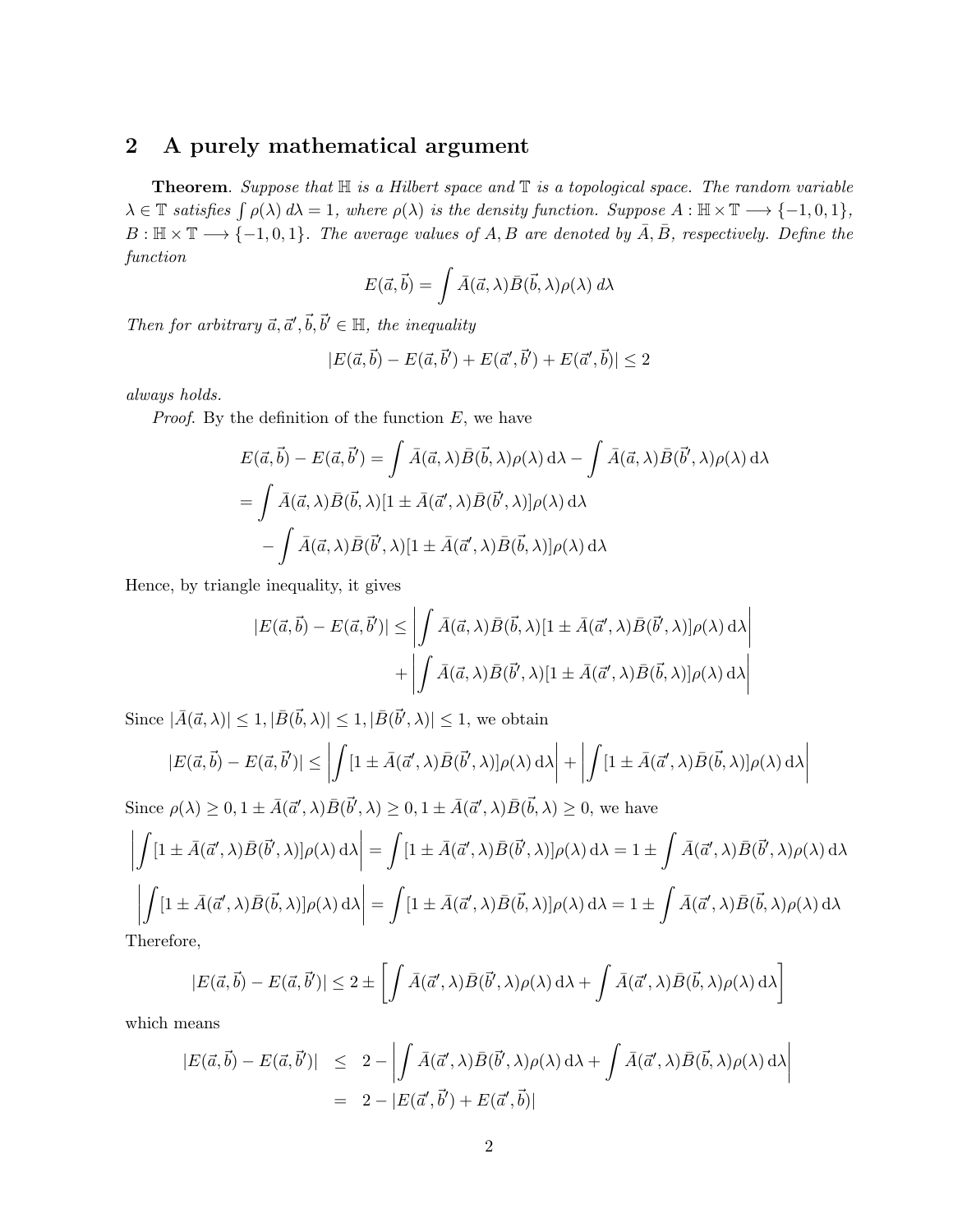## 2 A purely mathematical argument

**Theorem**. *Suppose that $\mathbb{H}$ is a Hilbert space and $\mathbb{T}$ is a topological space. The random variable $\lambda \in \mathbb{T}$ satisfies $\int \rho(\lambda)\, d\lambda = 1$, where $\rho(\lambda)$ is the density function. Suppose $A : \mathbb{H} \times \mathbb{T} \longrightarrow \{-1, 0, 1\}$, $B : \mathbb{H} \times \mathbb{T} \longrightarrow \{-1, 0, 1\}$. The average values of $A, B$ are denoted by $\bar{A}, \bar{B}$, respectively. Define the function*

$$E(\vec{a}, \vec{b}) = \int \bar{A}(\vec{a}, \lambda)\bar{B}(\vec{b}, \lambda)\rho(\lambda)\, d\lambda$$

*Then for arbitrary $\vec{a}, \vec{a}', \vec{b}, \vec{b}' \in \mathbb{H}$, the inequality*

$$|E(\vec{a}, \vec{b}) - E(\vec{a}, \vec{b}') + E(\vec{a}', \vec{b}') + E(\vec{a}', \vec{b})| \leq 2$$

*always holds.*

*Proof.* By the definition of the function $E$, we have

$$\begin{aligned}
E(\vec{a}, \vec{b}) - E(\vec{a}, \vec{b}') &= \int \bar{A}(\vec{a}, \lambda)\bar{B}(\vec{b}, \lambda)\rho(\lambda)\,\mathrm{d}\lambda - \int \bar{A}(\vec{a}, \lambda)\bar{B}(\vec{b}', \lambda)\rho(\lambda)\,\mathrm{d}\lambda \\
&= \int \bar{A}(\vec{a}, \lambda)\bar{B}(\vec{b}, \lambda)[1 \pm \bar{A}(\vec{a}', \lambda)\bar{B}(\vec{b}', \lambda)]\rho(\lambda)\,\mathrm{d}\lambda \\
&\quad - \int \bar{A}(\vec{a}, \lambda)\bar{B}(\vec{b}', \lambda)[1 \pm \bar{A}(\vec{a}', \lambda)\bar{B}(\vec{b}, \lambda)]\rho(\lambda)\,\mathrm{d}\lambda
\end{aligned}$$

Hence, by triangle inequality, it gives

$$\begin{aligned}
|E(\vec{a}, \vec{b}) - E(\vec{a}, \vec{b}')| &\leq \left| \int \bar{A}(\vec{a}, \lambda)\bar{B}(\vec{b}, \lambda)[1 \pm \bar{A}(\vec{a}', \lambda)\bar{B}(\vec{b}', \lambda)]\rho(\lambda)\,\mathrm{d}\lambda \right| \\
&\quad + \left| \int \bar{A}(\vec{a}, \lambda)\bar{B}(\vec{b}', \lambda)[1 \pm \bar{A}(\vec{a}', \lambda)\bar{B}(\vec{b}, \lambda)]\rho(\lambda)\,\mathrm{d}\lambda \right|
\end{aligned}$$

Since $|\bar{A}(\vec{a}, \lambda)| \leq 1, |\bar{B}(\vec{b}, \lambda)| \leq 1, |\bar{B}(\vec{b}', \lambda)| \leq 1$, we obtain

$$|E(\vec{a}, \vec{b}) - E(\vec{a}, \vec{b}')| \leq \left| \int [1 \pm \bar{A}(\vec{a}', \lambda)\bar{B}(\vec{b}', \lambda)]\rho(\lambda)\,\mathrm{d}\lambda \right| + \left| \int [1 \pm \bar{A}(\vec{a}', \lambda)\bar{B}(\vec{b}, \lambda)]\rho(\lambda)\,\mathrm{d}\lambda \right|$$

Since $\rho(\lambda) \geq 0, 1 \pm \bar{A}(\vec{a}', \lambda)\bar{B}(\vec{b}', \lambda) \geq 0, 1 \pm \bar{A}(\vec{a}', \lambda)\bar{B}(\vec{b}, \lambda) \geq 0$, we have

$$\left| \int [1 \pm \bar{A}(\vec{a}', \lambda)\bar{B}(\vec{b}', \lambda)]\rho(\lambda)\,\mathrm{d}\lambda \right| = \int [1 \pm \bar{A}(\vec{a}', \lambda)\bar{B}(\vec{b}', \lambda)]\rho(\lambda)\,\mathrm{d}\lambda = 1 \pm \int \bar{A}(\vec{a}', \lambda)\bar{B}(\vec{b}', \lambda)\rho(\lambda)\,\mathrm{d}\lambda$$

$$\left| \int [1 \pm \bar{A}(\vec{a}', \lambda)\bar{B}(\vec{b}, \lambda)]\rho(\lambda)\,\mathrm{d}\lambda \right| = \int [1 \pm \bar{A}(\vec{a}', \lambda)\bar{B}(\vec{b}, \lambda)]\rho(\lambda)\,\mathrm{d}\lambda = 1 \pm \int \bar{A}(\vec{a}', \lambda)\bar{B}(\vec{b}, \lambda)\rho(\lambda)\,\mathrm{d}\lambda$$

Therefore,

$$|E(\vec{a}, \vec{b}) - E(\vec{a}, \vec{b}')| \leq 2 \pm \left[ \int \bar{A}(\vec{a}', \lambda)\bar{B}(\vec{b}', \lambda)\rho(\lambda)\,\mathrm{d}\lambda + \int \bar{A}(\vec{a}', \lambda)\bar{B}(\vec{b}, \lambda)\rho(\lambda)\,\mathrm{d}\lambda \right]$$

which means

$$\begin{aligned}
|E(\vec{a}, \vec{b}) - E(\vec{a}, \vec{b}')| &\leq 2 - \left| \int \bar{A}(\vec{a}', \lambda)\bar{B}(\vec{b}', \lambda)\rho(\lambda)\,\mathrm{d}\lambda + \int \bar{A}(\vec{a}', \lambda)\bar{B}(\vec{b}, \lambda)\rho(\lambda)\,\mathrm{d}\lambda \right| \\
&= 2 - |E(\vec{a}', \vec{b}') + E(\vec{a}', \vec{b})|
\end{aligned}$$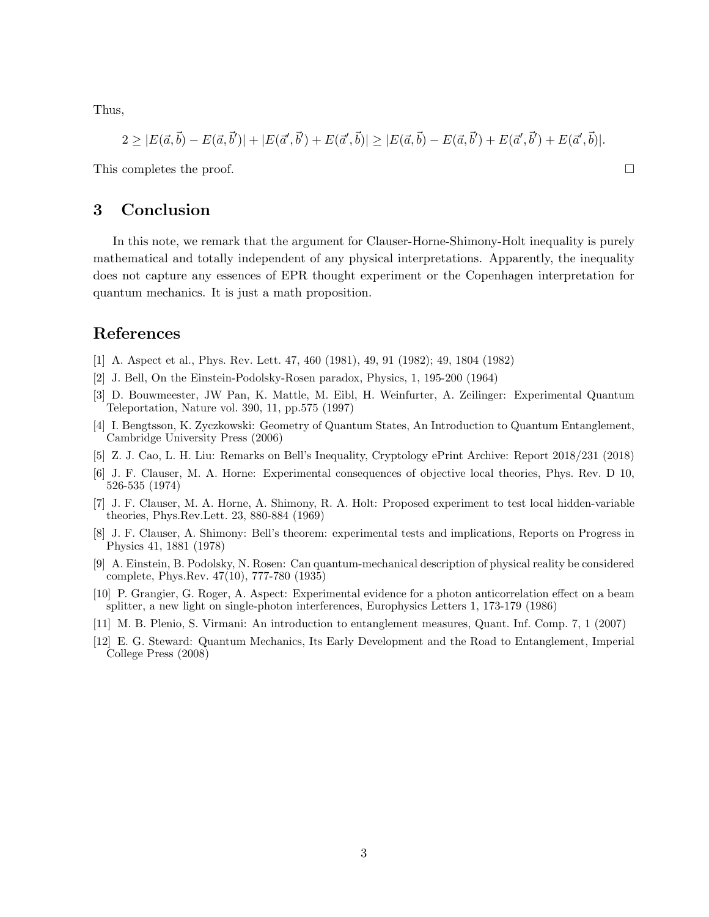Thus,

$$2 \geq |E(\vec{a}, \vec{b}) - E(\vec{a}, \vec{b}')| + |E(\vec{a}', \vec{b}') + E(\vec{a}', \vec{b})| \geq |E(\vec{a}, \vec{b}) - E(\vec{a}, \vec{b}') + E(\vec{a}', \vec{b}') + E(\vec{a}', \vec{b})|.$$

This completes the proof. □

## 3 Conclusion

In this note, we remark that the argument for Clauser-Horne-Shimony-Holt inequality is purely mathematical and totally independent of any physical interpretations. Apparently, the inequality does not capture any essences of EPR thought experiment or the Copenhagen interpretation for quantum mechanics. It is just a math proposition.

## References

[1] A. Aspect et al., Phys. Rev. Lett. 47, 460 (1981), 49, 91 (1982); 49, 1804 (1982)

[2] J. Bell, On the Einstein-Podolsky-Rosen paradox, Physics, 1, 195-200 (1964)

[3] D. Bouwmeester, JW Pan, K. Mattle, M. Eibl, H. Weinfurter, A. Zeilinger: Experimental Quantum Teleportation, Nature vol. 390, 11, pp.575 (1997)

[4] I. Bengtsson, K. Zyczkowski: Geometry of Quantum States, An Introduction to Quantum Entanglement, Cambridge University Press (2006)

[5] Z. J. Cao, L. H. Liu: Remarks on Bell's Inequality, Cryptology ePrint Archive: Report 2018/231 (2018)

[6] J. F. Clauser, M. A. Horne: Experimental consequences of objective local theories, Phys. Rev. D 10, 526-535 (1974)

[7] J. F. Clauser, M. A. Horne, A. Shimony, R. A. Holt: Proposed experiment to test local hidden-variable theories, Phys.Rev.Lett. 23, 880-884 (1969)

[8] J. F. Clauser, A. Shimony: Bell's theorem: experimental tests and implications, Reports on Progress in Physics 41, 1881 (1978)

[9] A. Einstein, B. Podolsky, N. Rosen: Can quantum-mechanical description of physical reality be considered complete, Phys.Rev. 47(10), 777-780 (1935)

[10] P. Grangier, G. Roger, A. Aspect: Experimental evidence for a photon anticorrelation effect on a beam splitter, a new light on single-photon interferences, Europhysics Letters 1, 173-179 (1986)

[11] M. B. Plenio, S. Virmani: An introduction to entanglement measures, Quant. Inf. Comp. 7, 1 (2007)

[12] E. G. Steward: Quantum Mechanics, Its Early Development and the Road to Entanglement, Imperial College Press (2008)